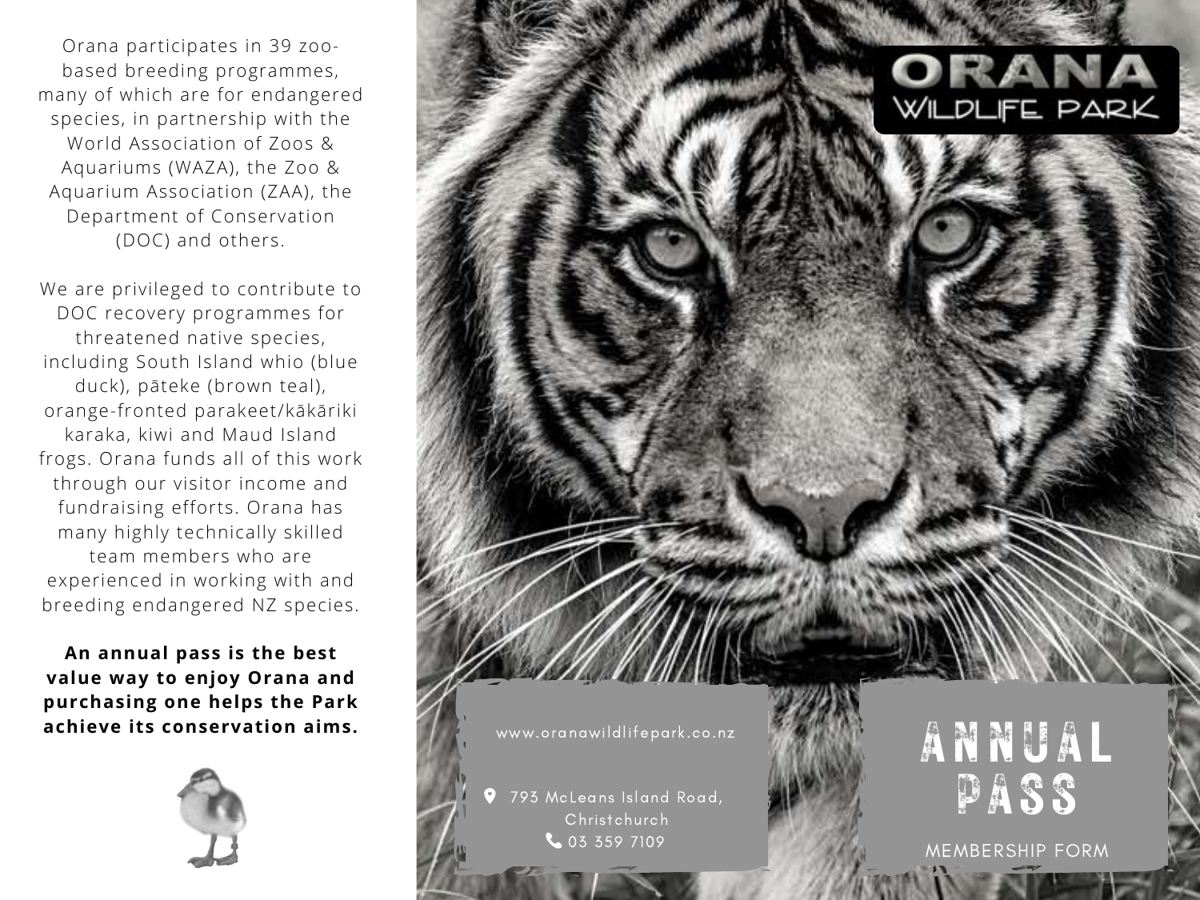Orana participates in 39 zoo-based breeding programmes, many of which are for endangered species, in partnership with the World Association of Zoos & Aquariums (WAZA), the Zoo & Aquarium Association (ZAA), the Department of Conservation (DOC) and others.

We are privileged to contribute to DOC recovery programmes for threatened native species, including South Island whio (blue duck), pāteke (brown teal), orange-fronted parakeet/kākāriki karaka, kiwi and Maud Island frogs. Orana funds all of this work through our visitor income and fundraising efforts. Orana has many highly technically skilled team members who are experienced in working with and breeding endangered NZ species.

**An annual pass is the best value way to enjoy Orana and purchasing one helps the Park achieve its conservation aims.**

www.oranawildlifepark.co.nz

793 McLeans Island Road, Christchurch

03 359 7109

# ORANA WILDLIFE PARK

# ANNUAL PASS

MEMBERSHIP FORM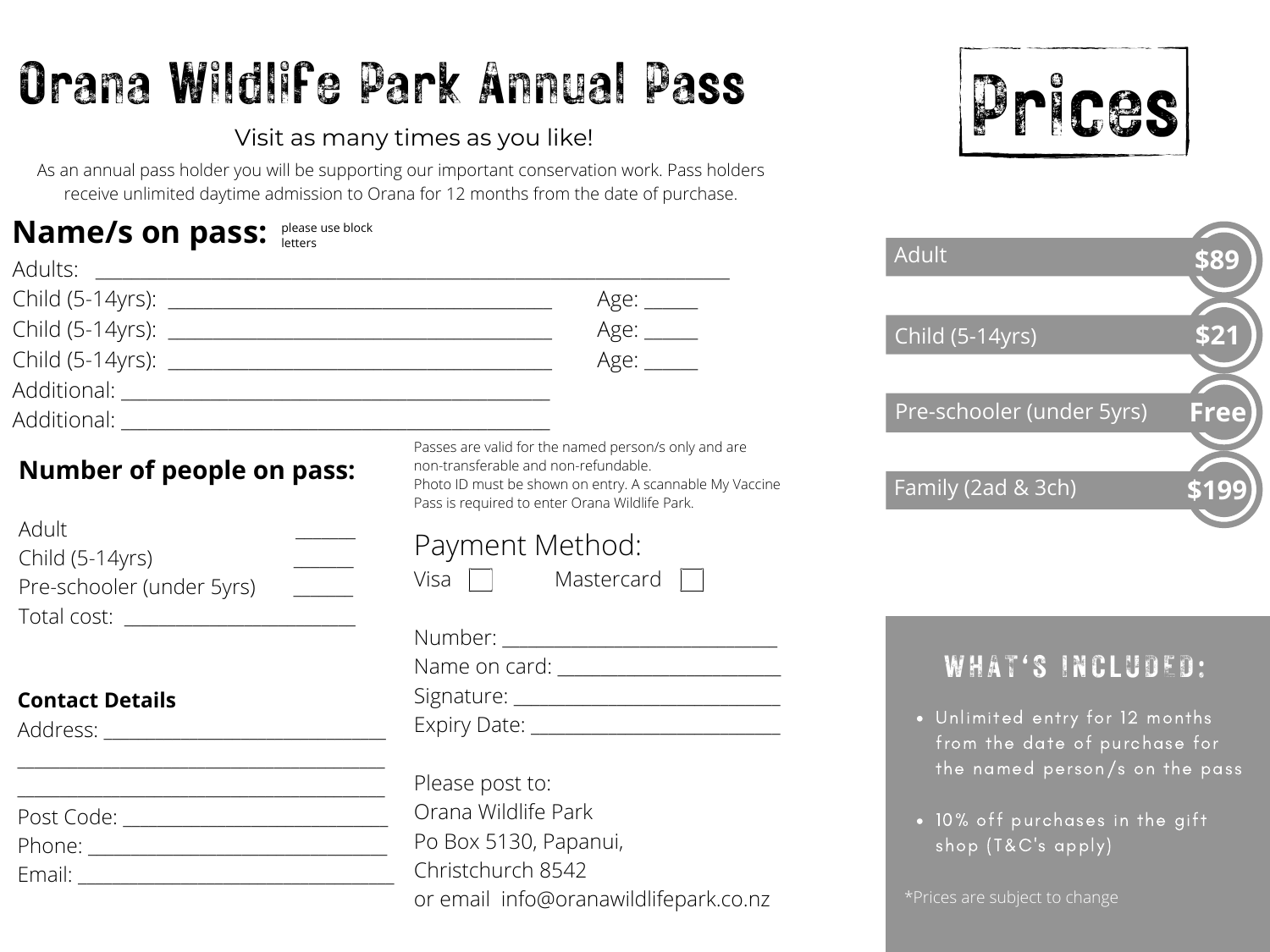# Orana Wildlife Park Annual Pass

Visit as many times as you like!

As an annual pass holder you will be supporting our important conservation work. Pass holders receive unlimited daytime admission to Orana for 12 months from the date of purchase.

## Name/s on pass: please use block letters

Adults: ____________________________________________

Child (5-14yrs): ______________________________ Age: _____

Child (5-14yrs): ______________________________ Age: _____

Child (5-14yrs): ______________________________ Age: _____

Additional: ______________________________

Additional: ______________________________

### Number of people on pass:

Adult ______

Child (5-14yrs) ______

Pre-schooler (under 5yrs) ______

Total cost: ____________________

Passes are valid for the named person/s only and are non-transferable and non-refundable.
Photo ID must be shown on entry. A scannable My Vaccine Pass is required to enter Orana Wildlife Park.

### Payment Method:

Visa ☐ Mastercard ☐

Number: ______________________

Name on card: ______________________

Signature: ______________________

Expiry Date: ______________________

Please post to:
Orana Wildlife Park
Po Box 5130, Papanui,
Christchurch 8542
or email info@oranawildlifepark.co.nz

### Contact Details

Address: ______________________
______________________
______________________

Post Code: ______________________

Phone: ______________________

Email: ______________________

## Prices

| | |
|---|---|
| Adult | $89 |
| Child (5-14yrs) | $21 |
| Pre-schooler (under 5yrs) | Free |
| Family (2ad & 3ch) | $199 |

### WHAT'S INCLUDED:

- Unlimited entry for 12 months from the date of purchase for the named person/s on the pass
- 10% off purchases in the gift shop (T&C's apply)

*Prices are subject to change